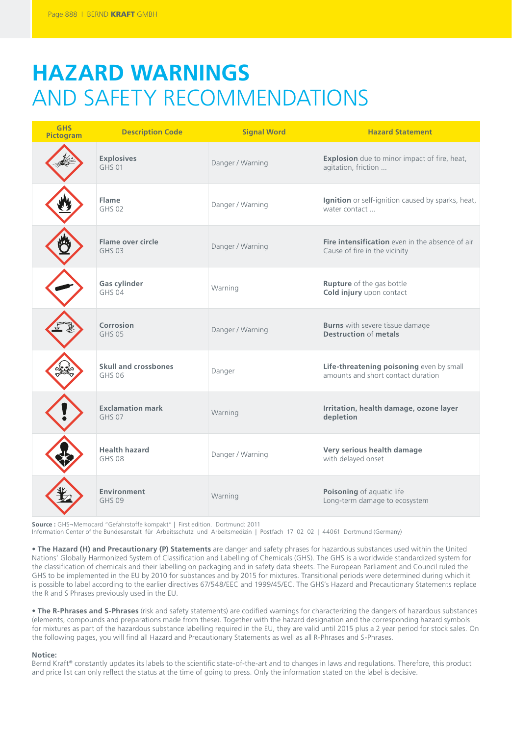# HAZARD WARNINGS
## AND SAFETY RECOMMENDATIONS

| GHS Pictogram | Description Code | Signal Word | Hazard Statement |
|---|---|---|---|
| | **Explosives** GHS 01 | Danger / Warning | **Explosion** due to minor impact of fire, heat, agitation, friction ... |
| | **Flame** GHS 02 | Danger / Warning | **Ignition** or self-ignition caused by sparks, heat, water contact ... |
| | **Flame over circle** GHS 03 | Danger / Warning | **Fire intensification** even in the absence of air Cause of fire in the vicinity |
| | **Gas cylinder** GHS 04 | Warning | **Rupture** of the gas bottle **Cold injury** upon contact |
| | **Corrosion** GHS 05 | Danger / Warning | **Burns** with severe tissue damage **Destruction** of **metals** |
| | **Skull and crossbones** GHS 06 | Danger | **Life-threatening poisoning** even by small amounts and short contact duration |
| | **Exclamation mark** GHS 07 | Warning | **Irritation, health damage, ozone layer depletion** |
| | **Health hazard** GHS 08 | Danger / Warning | **Very serious health damage** with delayed onset |
| | **Environment** GHS 09 | Warning | **Poisoning** of aquatic life Long-term damage to ecosystem |

**Source :** GHS¬Memocard "Gefahrstoffe kompakt" | First edition. Dortmund: 2011
Information Center of the Bundesanstalt für Arbeitsschutz und Arbeitsmedizin | Postfach 17 02 02 | 44061 Dortmund (Germany)

• **The Hazard (H) and Precautionary (P) Statements** are danger and safety phrases for hazardous substances used within the United Nations' Globally Harmonized System of Classification and Labelling of Chemicals (GHS). The GHS is a worldwide standardized system for the classification of chemicals and their labelling on packaging and in safety data sheets. The European Parliament and Council ruled the GHS to be implemented in the EU by 2010 for substances and by 2015 for mixtures. Transitional periods were determined during which it is possible to label according to the earlier directives 67/548/EEC and 1999/45/EC. The GHS's Hazard and Precautionary Statements replace the R and S Phrases previously used in the EU.

• **The R-Phrases and S-Phrases** (risk and safety statements) are codified warnings for characterizing the dangers of hazardous substances (elements, compounds and preparations made from these). Together with the hazard designation and the corresponding hazard symbols for mixtures as part of the hazardous substance labelling required in the EU, they are valid until 2015 plus a 2 year period for stock sales. On the following pages, you will find all Hazard and Precautionary Statements as well as all R-Phrases and S-Phrases.

**Notice:**
Bernd Kraft® constantly updates its labels to the scientific state-of-the-art and to changes in laws and regulations. Therefore, this product and price list can only reflect the status at the time of going to press. Only the information stated on the label is decisive.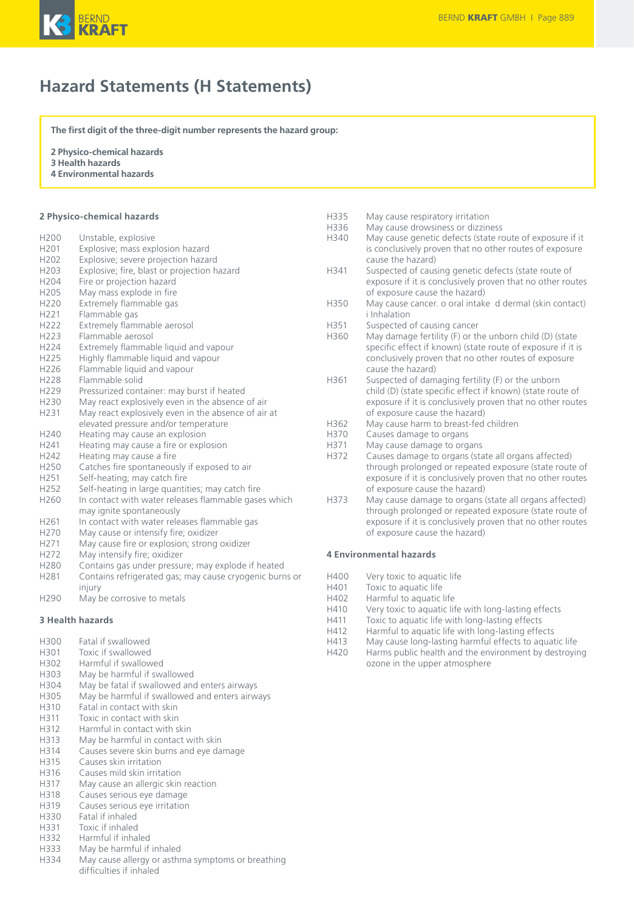# Hazard Statements (H Statements)

**The first digit of the three-digit number represents the hazard group:**

**2 Physico-chemical hazards**
**3 Health hazards**
**4 Environmental hazards**

### 2 Physico-chemical hazards

| | |
|---|---|
| H200 | Unstable, explosive |
| H201 | Explosive; mass explosion hazard |
| H202 | Explosive; severe projection hazard |
| H203 | Explosive; fire, blast or projection hazard |
| H204 | Fire or projection hazard |
| H205 | May mass explode in fire |
| H220 | Extremely flammable gas |
| H221 | Flammable gas |
| H222 | Extremely flammable aerosol |
| H223 | Flammable aerosol |
| H224 | Extremely flammable liquid and vapour |
| H225 | Highly flammable liquid and vapour |
| H226 | Flammable liquid and vapour |
| H228 | Flammable solid |
| H229 | Pressurized container: may burst if heated |
| H230 | May react explosively even in the absence of air |
| H231 | May react explosively even in the absence of air at elevated pressure and/or temperature |
| H240 | Heating may cause an explosion |
| H241 | Heating may cause a fire or explosion |
| H242 | Heating may cause a fire |
| H250 | Catches fire spontaneously if exposed to air |
| H251 | Self-heating; may catch fire |
| H252 | Self-heating in large quantities; may catch fire |
| H260 | In contact with water releases flammable gases which may ignite spontaneously |
| H261 | In contact with water releases flammable gas |
| H270 | May cause or intensify fire; oxidizer |
| H271 | May cause fire or explosion; strong oxidizer |
| H272 | May intensify fire; oxidizer |
| H280 | Contains gas under pressure; may explode if heated |
| H281 | Contains refrigerated gas; may cause cryogenic burns or injury |
| H290 | May be corrosive to metals |

### 3 Health hazards

| | |
|---|---|
| H300 | Fatal if swallowed |
| H301 | Toxic if swallowed |
| H302 | Harmful if swallowed |
| H303 | May be harmful if swallowed |
| H304 | May be fatal if swallowed and enters airways |
| H305 | May be harmful if swallowed and enters airways |
| H310 | Fatal in contact with skin |
| H311 | Toxic in contact with skin |
| H312 | Harmful in contact with skin |
| H313 | May be harmful in contact with skin |
| H314 | Causes severe skin burns and eye damage |
| H315 | Causes skin irritation |
| H316 | Causes mild skin irritation |
| H317 | May cause an allergic skin reaction |
| H318 | Causes serious eye damage |
| H319 | Causes serious eye irritation |
| H330 | Fatal if inhaled |
| H331 | Toxic if inhaled |
| H332 | Harmful if inhaled |
| H333 | May be harmful if inhaled |
| H334 | May cause allergy or asthma symptoms or breathing difficulties if inhaled |
| H335 | May cause respiratory irritation |
| H336 | May cause drowsiness or dizziness |
| H340 | May cause genetic defects (state route of exposure if it is conclusively proven that no other routes of exposure cause the hazard) |
| H341 | Suspected of causing genetic defects (state route of exposure if it is conclusively proven that no other routes of exposure cause the hazard) |
| H350 | May cause cancer. o oral intake d dermal (skin contact) i Inhalation |
| H351 | Suspected of causing cancer |
| H360 | May damage fertility (F) or the unborn child (D) (state specific effect if known) (state route of exposure if it is conclusively proven that no other routes of exposure cause the hazard) |
| H361 | Suspected of damaging fertility (F) or the unborn child (D) (state specific effect if known) (state route of exposure if it is conclusively proven that no other routes of exposure cause the hazard) |
| H362 | May cause harm to breast-fed children |
| H370 | Causes damage to organs |
| H371 | May cause damage to organs |
| H372 | Causes damage to organs (state all organs affected) through prolonged or repeated exposure (state route of exposure if it is conclusively proven that no other routes of exposure cause the hazard) |
| H373 | May cause damage to organs (state all organs affected) through prolonged or repeated exposure (state route of exposure if it is conclusively proven that no other routes of exposure cause the hazard) |

### 4 Environmental hazards

| | |
|---|---|
| H400 | Very toxic to aquatic life |
| H401 | Toxic to aquatic life |
| H402 | Harmful to aquatic life |
| H410 | Very toxic to aquatic life with long-lasting effects |
| H411 | Toxic to aquatic life with long-lasting effects |
| H412 | Harmful to aquatic life with long-lasting effects |
| H413 | May cause long-lasting harmful effects to aquatic life |
| H420 | Harms public health and the environment by destroying ozone in the upper atmosphere |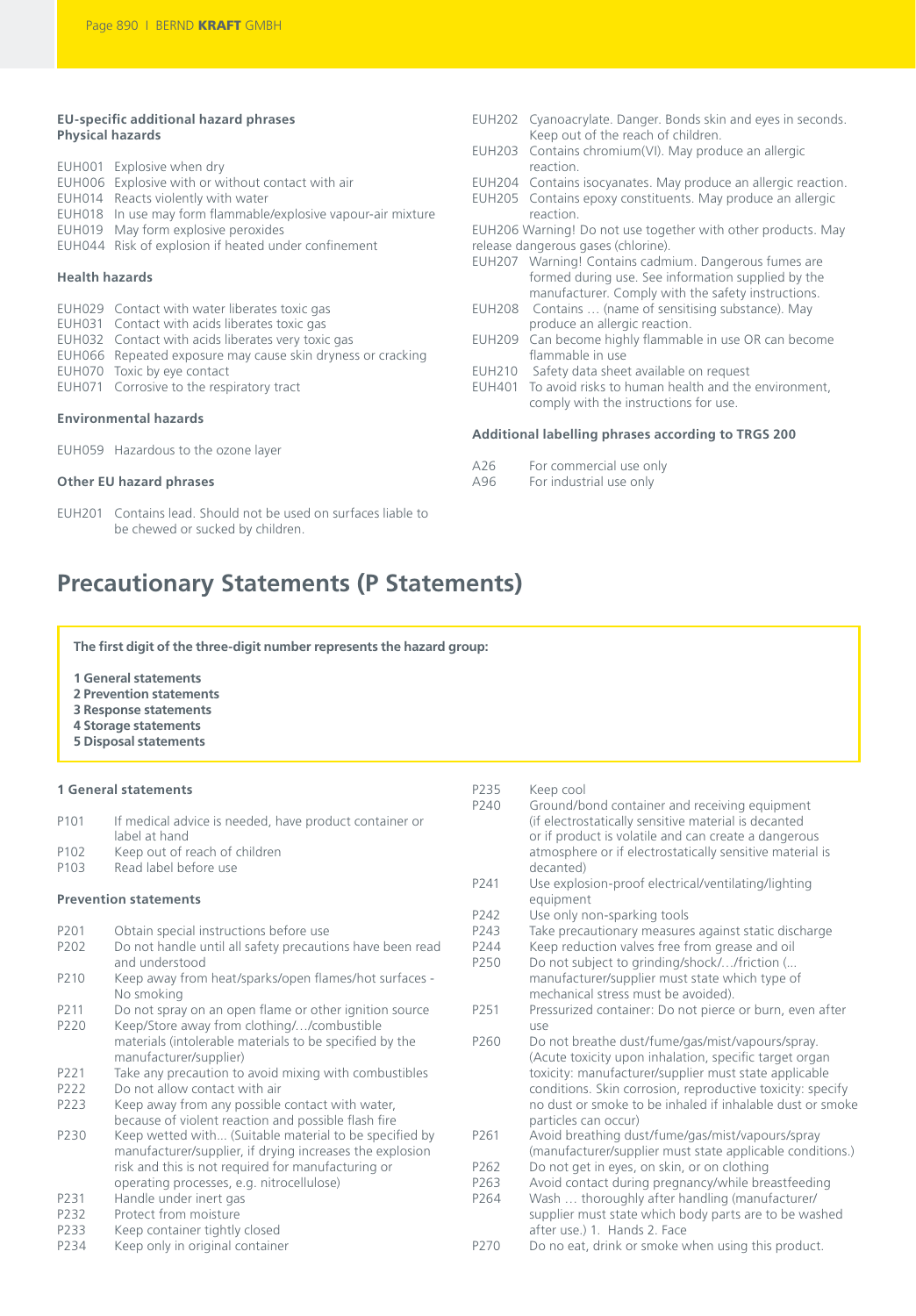### EU-specific additional hazard phrases
### Physical hazards

- EUH001 Explosive when dry
- EUH006 Explosive with or without contact with air
- EUH014 Reacts violently with water
- EUH018 In use may form flammable/explosive vapour-air mixture
- EUH019 May form explosive peroxides
- EUH044 Risk of explosion if heated under confinement

### Health hazards

- EUH029 Contact with water liberates toxic gas
- EUH031 Contact with acids liberates toxic gas
- EUH032 Contact with acids liberates very toxic gas
- EUH066 Repeated exposure may cause skin dryness or cracking
- EUH070 Toxic by eye contact
- EUH071 Corrosive to the respiratory tract

### Environmental hazards

- EUH059 Hazardous to the ozone layer

### Other EU hazard phrases

- EUH201 Contains lead. Should not be used on surfaces liable to be chewed or sucked by children.
- EUH202 Cyanoacrylate. Danger. Bonds skin and eyes in seconds. Keep out of the reach of children.
- EUH203 Contains chromium(VI). May produce an allergic reaction.
- EUH204 Contains isocyanates. May produce an allergic reaction.
- EUH205 Contains epoxy constituents. May produce an allergic reaction.
- EUH206 Warning! Do not use together with other products. May release dangerous gases (chlorine).
- EUH207 Warning! Contains cadmium. Dangerous fumes are formed during use. See information supplied by the manufacturer. Comply with the safety instructions.
- EUH208 Contains … (name of sensitising substance). May produce an allergic reaction.
- EUH209 Can become highly flammable in use OR can become flammable in use
- EUH210 Safety data sheet available on request
- EUH401 To avoid risks to human health and the environment, comply with the instructions for use.

### Additional labelling phrases according to TRGS 200

- A26 For commercial use only
- A96 For industrial use only

# Precautionary Statements (P Statements)

**The first digit of the three-digit number represents the hazard group:**

**1 General statements**
**2 Prevention statements**
**3 Response statements**
**4 Storage statements**
**5 Disposal statements**

### 1 General statements

- P101 If medical advice is needed, have product container or label at hand
- P102 Keep out of reach of children
- P103 Read label before use

### Prevention statements

- P201 Obtain special instructions before use
- P202 Do not handle until all safety precautions have been read and understood
- P210 Keep away from heat/sparks/open flames/hot surfaces - No smoking
- P211 Do not spray on an open flame or other ignition source
- P220 Keep/Store away from clothing/…/combustible materials (intolerable materials to be specified by the manufacturer/supplier)
- P221 Take any precaution to avoid mixing with combustibles
- P222 Do not allow contact with air
- P223 Keep away from any possible contact with water, because of violent reaction and possible flash fire
- P230 Keep wetted with... (Suitable material to be specified by manufacturer/supplier, if drying increases the explosion risk and this is not required for manufacturing or operating processes, e.g. nitrocellulose)
- P231 Handle under inert gas
- P232 Protect from moisture
- P233 Keep container tightly closed
- P234 Keep only in original container
- P235 Keep cool
- P240 Ground/bond container and receiving equipment (if electrostatically sensitive material is decanted or if product is volatile and can create a dangerous atmosphere or if electrostatically sensitive material is decanted)
- P241 Use explosion-proof electrical/ventilating/lighting equipment
- P242 Use only non-sparking tools
- P243 Take precautionary measures against static discharge
- P244 Keep reduction valves free from grease and oil
- P250 Do not subject to grinding/shock/…/friction (... manufacturer/supplier must state which type of mechanical stress must be avoided).
- P251 Pressurized container: Do not pierce or burn, even after use
- P260 Do not breathe dust/fume/gas/mist/vapours/spray. (Acute toxicity upon inhalation, specific target organ toxicity: manufacturer/supplier must state applicable conditions. Skin corrosion, reproductive toxicity: specify no dust or smoke to be inhaled if inhalable dust or smoke particles can occur)
- P261 Avoid breathing dust/fume/gas/mist/vapours/spray (manufacturer/supplier must state applicable conditions.)
- P262 Do not get in eyes, on skin, or on clothing
- P263 Avoid contact during pregnancy/while breastfeeding
- P264 Wash … thoroughly after handling (manufacturer/ supplier must state which body parts are to be washed after use.) 1. Hands 2. Face
- P270 Do no eat, drink or smoke when using this product.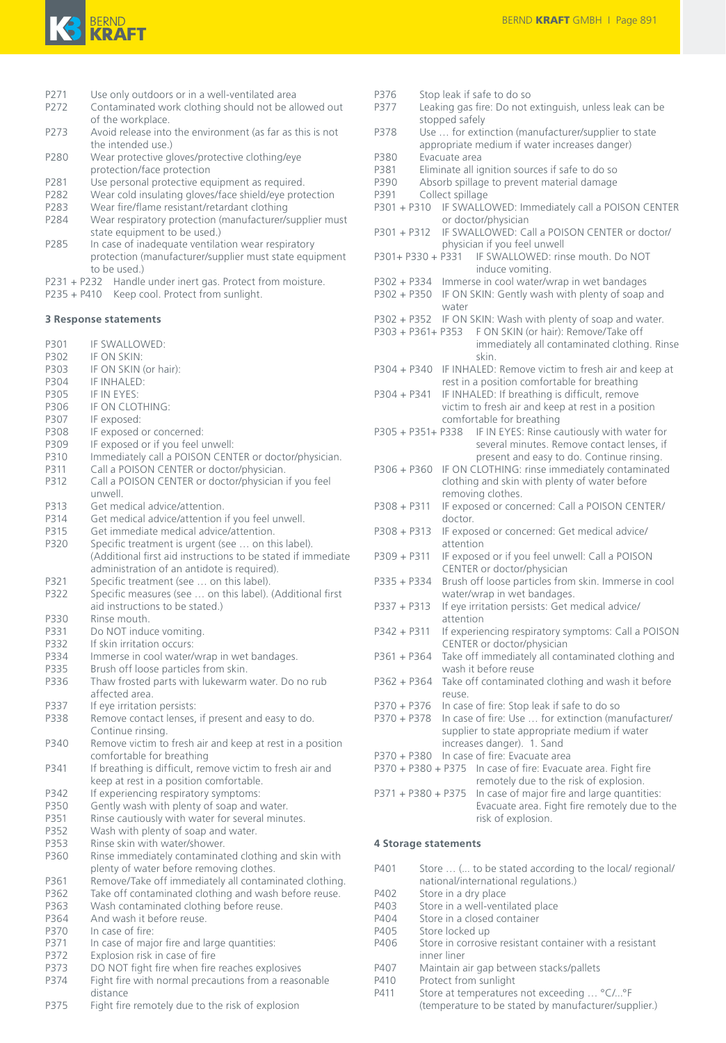P271 Use only outdoors or in a well-ventilated area
P272 Contaminated work clothing should not be allowed out of the workplace.
P273 Avoid release into the environment (as far as this is not the intended use.)
P280 Wear protective gloves/protective clothing/eye protection/face protection
P281 Use personal protective equipment as required.
P282 Wear cold insulating gloves/face shield/eye protection
P283 Wear fire/flame resistant/retardant clothing
P284 Wear respiratory protection (manufacturer/supplier must state equipment to be used.)
P285 In case of inadequate ventilation wear respiratory protection (manufacturer/supplier must state equipment to be used.)
P231 + P232 Handle under inert gas. Protect from moisture.
P235 + P410 Keep cool. Protect from sunlight.

### 3 Response statements

P301 IF SWALLOWED:
P302 IF ON SKIN:
P303 IF ON SKIN (or hair):
P304 IF INHALED:
P305 IF IN EYES:
P306 IF ON CLOTHING:
P307 IF exposed:
P308 IF exposed or concerned:
P309 IF exposed or if you feel unwell:
P310 Immediately call a POISON CENTER or doctor/physician.
P311 Call a POISON CENTER or doctor/physician.
P312 Call a POISON CENTER or doctor/physician if you feel unwell.
P313 Get medical advice/attention.
P314 Get medical advice/attention if you feel unwell.
P315 Get immediate medical advice/attention.
P320 Specific treatment is urgent (see … on this label). (Additional first aid instructions to be stated if immediate administration of an antidote is required).
P321 Specific treatment (see … on this label).
P322 Specific measures (see … on this label). (Additional first aid instructions to be stated.)
P330 Rinse mouth.
P331 Do NOT induce vomiting.
P332 If skin irritation occurs:
P334 Immerse in cool water/wrap in wet bandages.
P335 Brush off loose particles from skin.
P336 Thaw frosted parts with lukewarm water. Do no rub affected area.
P337 If eye irritation persists:
P338 Remove contact lenses, if present and easy to do. Continue rinsing.
P340 Remove victim to fresh air and keep at rest in a position comfortable for breathing
P341 If breathing is difficult, remove victim to fresh air and keep at rest in a position comfortable.
P342 If experiencing respiratory symptoms:
P350 Gently wash with plenty of soap and water.
P351 Rinse cautiously with water for several minutes.
P352 Wash with plenty of soap and water.
P353 Rinse skin with water/shower.
P360 Rinse immediately contaminated clothing and skin with plenty of water before removing clothes.
P361 Remove/Take off immediately all contaminated clothing.
P362 Take off contaminated clothing and wash before reuse.
P363 Wash contaminated clothing before reuse.
P364 And wash it before reuse.
P370 In case of fire:
P371 In case of major fire and large quantities:
P372 Explosion risk in case of fire
P373 DO NOT fight fire when fire reaches explosives
P374 Fight fire with normal precautions from a reasonable distance
P375 Fight fire remotely due to the risk of explosion
P376 Stop leak if safe to do so
P377 Leaking gas fire: Do not extinguish, unless leak can be stopped safely
P378 Use … for extinction (manufacturer/supplier to state appropriate medium if water increases danger)
P380 Evacuate area
P381 Eliminate all ignition sources if safe to do so
P390 Absorb spillage to prevent material damage
P391 Collect spillage
P301 + P310 IF SWALLOWED: Immediately call a POISON CENTER or doctor/physician
P301 + P312 IF SWALLOWED: Call a POISON CENTER or doctor/physician if you feel unwell
P301+ P330 + P331 IF SWALLOWED: rinse mouth. Do NOT induce vomiting.
P302 + P334 Immerse in cool water/wrap in wet bandages
P302 + P350 IF ON SKIN: Gently wash with plenty of soap and water
P302 + P352 IF ON SKIN: Wash with plenty of soap and water.
P303 + P361+ P353 F ON SKIN (or hair): Remove/Take off immediately all contaminated clothing. Rinse skin.
P304 + P340 IF INHALED: Remove victim to fresh air and keep at rest in a position comfortable for breathing
P304 + P341 IF INHALED: If breathing is difficult, remove victim to fresh air and keep at rest in a position comfortable for breathing
P305 + P351+ P338 IF IN EYES: Rinse cautiously with water for several minutes. Remove contact lenses, if present and easy to do. Continue rinsing.
P306 + P360 IF ON CLOTHING: rinse immediately contaminated clothing and skin with plenty of water before removing clothes.
P308 + P311 IF exposed or concerned: Call a POISON CENTER/doctor.
P308 + P313 IF exposed or concerned: Get medical advice/attention
P309 + P311 IF exposed or if you feel unwell: Call a POISON CENTER or doctor/physician
P335 + P334 Brush off loose particles from skin. Immerse in cool water/wrap in wet bandages.
P337 + P313 If eye irritation persists: Get medical advice/attention
P342 + P311 If experiencing respiratory symptoms: Call a POISON CENTER or doctor/physician
P361 + P364 Take off immediately all contaminated clothing and wash it before reuse
P362 + P364 Take off contaminated clothing and wash before reuse.
P370 + P376 In case of fire: Stop leak if safe to do so
P370 + P378 In case of fire: Use … for extinction (manufacturer/supplier to state appropriate medium if water increases danger). 1. Sand
P370 + P380 In case of fire: Evacuate area
P370 + P380 + P375 In case of fire: Evacuate area. Fight fire remotely due to the risk of explosion.
P371 + P380 + P375 In case of major fire and large quantities: Evacuate area. Fight fire remotely due to the risk of explosion.

### 4 Storage statements

P401 Store … (... to be stated according to the local/ regional/ national/international regulations.)
P402 Store in a dry place
P403 Store in a well-ventilated place
P404 Store in a closed container
P405 Store locked up
P406 Store in corrosive resistant container with a resistant inner liner
P407 Maintain air gap between stacks/pallets
P410 Protect from sunlight
P411 Store at temperatures not exceeding … °C/...°F (temperature to be stated by manufacturer/supplier.)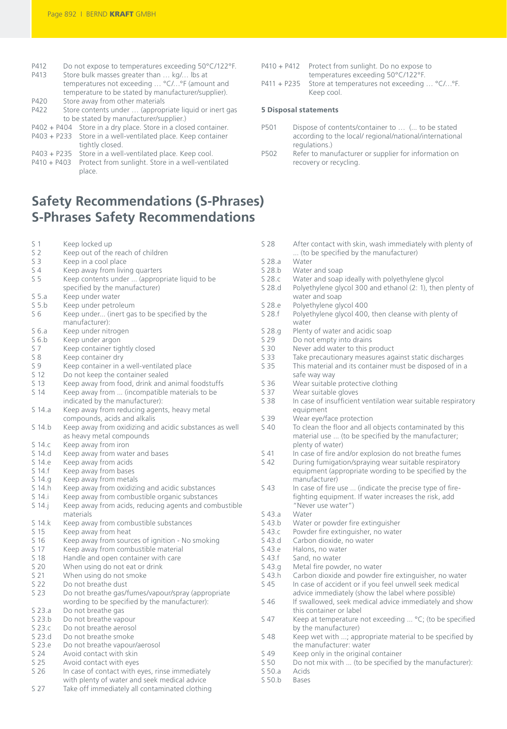P412 Do not expose to temperatures exceeding 50°C/122°F.
P413 Store bulk masses greater than … kg/… lbs at temperatures not exceeding … °C/…°F (amount and temperature to be stated by manufacturer/supplier).
P420 Store away from other materials
P422 Store contents under … (appropriate liquid or inert gas to be stated by manufacturer/supplier.)
P402 + P404 Store in a dry place. Store in a closed container.
P403 + P233 Store in a well-ventilated place. Keep container tightly closed.
P403 + P235 Store in a well-ventilated place. Keep cool.
P410 + P403 Protect from sunlight. Store in a well-ventilated place.
P410 + P412 Protect from sunlight. Do no expose to temperatures exceeding 50°C/122°F.
P411 + P235 Store at temperatures not exceeding … °C/…°F. Keep cool.

**5 Disposal statements**

P501 Dispose of contents/container to … (... to be stated according to the local/ regional/national/international regulations.)
P502 Refer to manufacturer or supplier for information on recovery or recycling.

## Safety Recommendations (S-Phrases)
## S-Phrases Safety Recommendations

S 1 Keep locked up
S 2 Keep out of the reach of children
S 3 Keep in a cool place
S 4 Keep away from living quarters
S 5 Keep contents under ... (appropriate liquid to be specified by the manufacturer)
S 5.a Keep under water
S 5.b Keep under petroleum
S 6 Keep under... (inert gas to be specified by the manufacturer):
S 6.a Keep under nitrogen
S 6.b Keep under argon
S 7 Keep container tightly closed
S 8 Keep container dry
S 9 Keep container in a well-ventilated place
S 12 Do not keep the container sealed
S 13 Keep away from food, drink and animal foodstuffs
S 14 Keep away from ... (incompatible materials to be indicated by the manufacturer):
S 14.a Keep away from reducing agents, heavy metal compounds, acids and alkalis
S 14.b Keep away from oxidizing and acidic substances as well as heavy metal compounds
S 14.c Keep away from iron
S 14.d Keep away from water and bases
S 14.e Keep away from acids
S 14.f Keep away from bases
S 14.g Keep away from metals
S 14.h Keep away from oxidizing and acidic substances
S 14.i Keep away from combustible organic substances
S 14.j Keep away from acids, reducing agents and combustible materials
S 14.k Keep away from combustible substances
S 15 Keep away from heat
S 16 Keep away from sources of ignition - No smoking
S 17 Keep away from combustible material
S 18 Handle and open container with care
S 20 When using do not eat or drink
S 21 When using do not smoke
S 22 Do not breathe dust
S 23 Do not breathe gas/fumes/vapour/spray (appropriate wording to be specified by the manufacturer):
S 23.a Do not breathe gas
S 23.b Do not breathe vapour
S 23.c Do not breathe aerosol
S 23.d Do not breathe smoke
S 23.e Do not breathe vapour/aerosol
S 24 Avoid contact with skin
S 25 Avoid contact with eyes
S 26 In case of contact with eyes, rinse immediately with plenty of water and seek medical advice
S 27 Take off immediately all contaminated clothing
S 28 After contact with skin, wash immediately with plenty of ... (to be specified by the manufacturer)
S 28.a Water
S 28.b Water and soap
S 28.c Water and soap ideally with polyethylene glycol
S 28.d Polyethylene glycol 300 and ethanol (2: 1), then plenty of water and soap
S 28.e Polyethylene glycol 400
S 28.f Polyethylene glycol 400, then cleanse with plenty of water
S 28.g Plenty of water and acidic soap
S 29 Do not empty into drains
S 30 Never add water to this product
S 33 Take precautionary measures against static discharges
S 35 This material and its container must be disposed of in a safe way way
S 36 Wear suitable protective clothing
S 37 Wear suitable gloves
S 38 In case of insufficient ventilation wear suitable respiratory equipment
S 39 Wear eye/face protection
S 40 To clean the floor and all objects contaminated by this material use ... (to be specified by the manufacturer; plenty of water)
S 41 In case of fire and/or explosion do not breathe fumes
S 42 During fumigation/spraying wear suitable respiratory equipment (appropriate wording to be specified by the manufacturer)
S 43 In case of fire use ... (indicate the precise type of fire-fighting equipment. If water increases the risk, add "Never use water")
S 43.a Water
S 43.b Water or powder fire extinguisher
S 43.c Powder fire extinguisher, no water
S 43.d Carbon dioxide, no water
S 43.e Halons, no water
S 43.f Sand, no water
S 43.g Metal fire powder, no water
S 43.h Carbon dioxide and powder fire extinguisher, no water
S 45 In case of accident or if you feel unwell seek medical advice immediately (show the label where possible)
S 46 If swallowed, seek medical advice immediately and show this container or label
S 47 Keep at temperature not exceeding ... °C; (to be specified by the manufacturer)
S 48 Keep wet with ...; appropriate material to be specified by the manufacturer: water
S 49 Keep only in the original container
S 50 Do not mix with ... (to be specified by the manufacturer):
S 50.a Acids
S 50.b Bases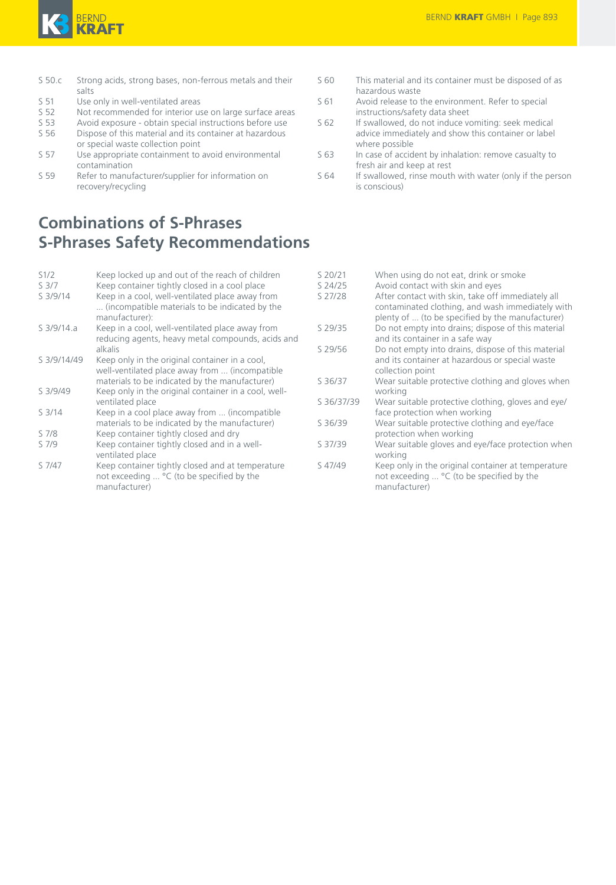| | |
|---|---|
| S 50.c | Strong acids, strong bases, non-ferrous metals and their salts |
| S 51 | Use only in well-ventilated areas |
| S 52 | Not recommended for interior use on large surface areas |
| S 53 | Avoid exposure - obtain special instructions before use |
| S 56 | Dispose of this material and its container at hazardous or special waste collection point |
| S 57 | Use appropriate containment to avoid environmental contamination |
| S 59 | Refer to manufacturer/supplier for information on recovery/recycling |
| S 60 | This material and its container must be disposed of as hazardous waste |
| S 61 | Avoid release to the environment. Refer to special instructions/safety data sheet |
| S 62 | If swallowed, do not induce vomiting: seek medical advice immediately and show this container or label where possible |
| S 63 | In case of accident by inhalation: remove casualty to fresh air and keep at rest |
| S 64 | If swallowed, rinse mouth with water (only if the person is conscious) |

## Combinations of S-Phrases
## S-Phrases Safety Recommendations

| | |
|---|---|
| S1/2 | Keep locked up and out of the reach of children |
| S 3/7 | Keep container tightly closed in a cool place |
| S 3/9/14 | Keep in a cool, well-ventilated place away from ... (incompatible materials to be indicated by the manufacturer): |
| S 3/9/14.a | Keep in a cool, well-ventilated place away from reducing agents, heavy metal compounds, acids and alkalis |
| S 3/9/14/49 | Keep only in the original container in a cool, well-ventilated place away from ... (incompatible materials to be indicated by the manufacturer) |
| S 3/9/49 | Keep only in the original container in a cool, well-ventilated place |
| S 3/14 | Keep in a cool place away from ... (incompatible materials to be indicated by the manufacturer) |
| S 7/8 | Keep container tightly closed and dry |
| S 7/9 | Keep container tightly closed and in a well-ventilated place |
| S 7/47 | Keep container tightly closed and at temperature not exceeding ... °C (to be specified by the manufacturer) |
| S 20/21 | When using do not eat, drink or smoke |
| S 24/25 | Avoid contact with skin and eyes |
| S 27/28 | After contact with skin, take off immediately all contaminated clothing, and wash immediately with plenty of ... (to be specified by the manufacturer) |
| S 29/35 | Do not empty into drains; dispose of this material and its container in a safe way |
| S 29/56 | Do not empty into drains, dispose of this material and its container at hazardous or special waste collection point |
| S 36/37 | Wear suitable protective clothing and gloves when working |
| S 36/37/39 | Wear suitable protective clothing, gloves and eye/face protection when working |
| S 36/39 | Wear suitable protective clothing and eye/face protection when working |
| S 37/39 | Wear suitable gloves and eye/face protection when working |
| S 47/49 | Keep only in the original container at temperature not exceeding ... °C (to be specified by the manufacturer) |